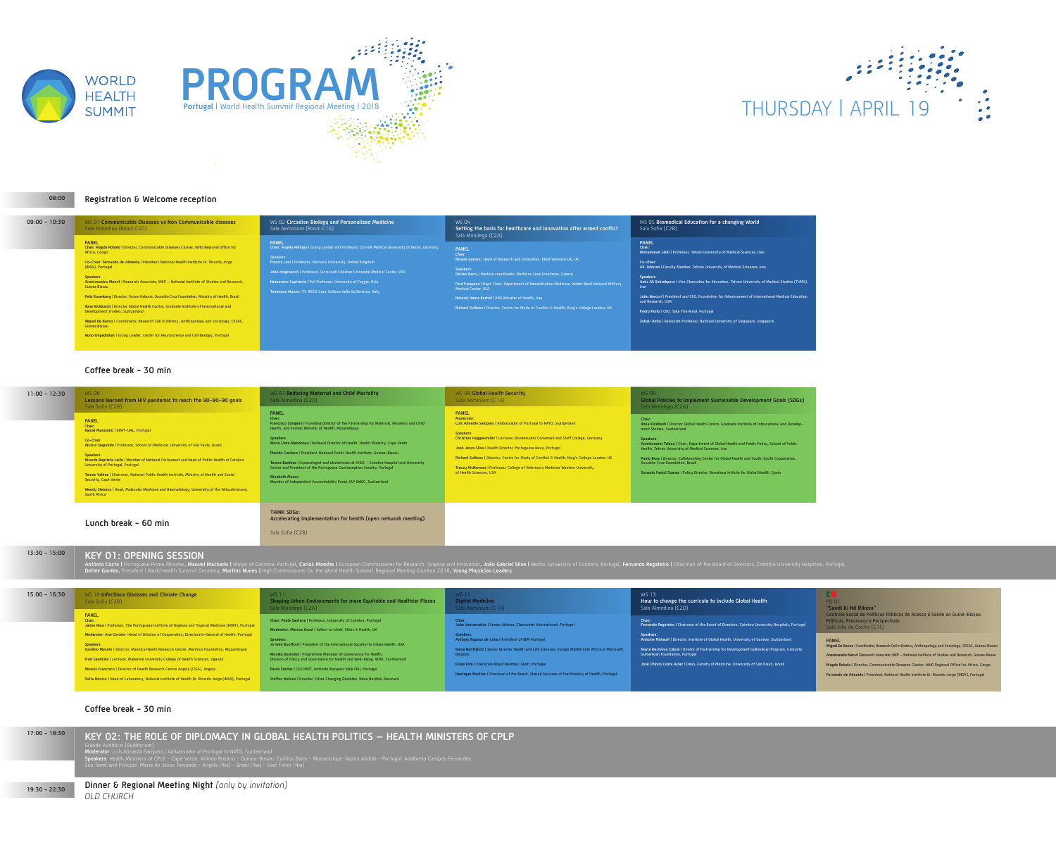# PROGRAM

WORLD HEALTH SUMMIT

Portugal | World Health Summit Regional Meeting | 2018

## THURSDAY | APRIL 19

**08:00** — Registration & Welcome reception

---

### 09:00 - 10:30

**WS 01 Communicable Diseases vs Non Communicable diseases**
Sala Almedina (Room C2D)

PANEL
Chair: Magda Robalo | Director, Communicable Diseases Cluster, WHO Regional Office for Africa, Congo
Co-Chair: Fernando de Almeida | President, National Health Institute Dr. Ricardo Jorge (INSA), Portugal
Speakers:
Amabelia Menut* | Research Associate, INEP – National Institute of Studies and Research, Guinea Bissau
Felix Rosenberg | Director, Forum Itaboraí, Oswaldo Cruz Foundation, Ministry of Health, Brazil
Ilona Kickbusch | Director Global Health Centre, Graduate Institute of International and Development Studies, Switzerland
Miguel De Barros | Coordinator, Research Cell in History, Anthropology and Sociology, CESAC, Guinea Bissau
Nuno Empadinhas | Group Leader, Center for Neuroscience and Cell Biology, Portugal

**WS 02 Circadian Biology and Personalized Medicine**
Sala Aeminium (Room C1A)

PANEL
Chair: Angela Relógio | Group Leader and Professor, Charité Medical University of Berlin, Germany
Speakers:
Francis Levi | Professor, Warwick University, United Kingdom
John Hogenesch | Professor, Cincinnati Children's Hospital Medical Center, USA
Nazzareno Capitanio | Full Professor, University of Foggia, Italy
Tommaso Mazza | PI, IRCCS Casa Sollievo della Sofferenza, Italy

**WS 04 Setting the basis for healthcare and innovation after armed conflict**
Sala Mondego (C2A)

PANEL
Chair:
Renata Gomes | Head of Research and Innovation, Blind Veterans UK, UK
Speakers:
Declan Barry | Medical coordinator, Medicins Sans Frontieres, Greece
Paul Pasquina | Dept. Chief, Department of Rehabilitation Medicine, Walter Reed National Military Medical Center, USA
Rekawt Hama Rashid | KRG Minister of Health, Iraq
Richard Sullivan | Director, Centre for Study of Conflict & Health, King's College London, UK

**WS 05 Biomedical Education for a changing World**
Sala Sofia (C2B)

PANEL
Chair:
Mohammad Jalili | Professor, Tehran University of Medical Sciences, Iran
Co-chair:
Ali Jafarian | Faculty Member, Tehran University of Medical Sciences, Iran
Speakers:
Amir Ali Sohrabpour | Vice Chancellor for Education, Tehran University of Medical Studies (TUMS), Iran
John Norcini | President and CEO, Foundation for Advancement of International Medical Education and Research, USA
Pedro Pinto | CEO, Take The Wind, Portugal
Zubair Amin | Associate Professor, National University of Singapore, Singapore

**Coffee break - 30 min**

---

### 11:00 - 12:30

**WS 06 Lessons learned from HIV pandemic to reach the 90-90-90 goals**
Sala Sofia (C2B)

PANEL
Chair:
Kamal Mansinho | IHMT-UNL, Portugal
Co-Chair:
Aluisio Segurado | Professor, School of Medicine, University of São Paulo, Brazil
Speakers:
Ricardo Baptista Leite | Member of National Parliament and Head of Public Health at Catolica University of Portugal, Portugal
Tomas Valdez | Chairman, National Public Health Institute, Ministry of Health and Social Security, Cape Verde
Wendy Stevens | Head, Molecular Medicine and Haematology, University of the Witwatersrand, South Africa

**WS 07 Reducing Maternal and Child Mortality**
Sala Almedina (C2D)

PANEL
Chair:
Francisco Songane | Founding Director of the Partnership for Maternal, Newborn and Child Health, and Former Minister of Health, Mozambique
Speakers:
Maria Lima Mendonça | National Director of Health, Health Ministry, Cape Verde
Placido Cardoso | President, National Public Health Institute, Guinea-Bissau
Teresa Bombas | Gynecologist and obstetrician at CHUC – Coimbra Hospital and University Centre and President of the Portuguese Contraception Society, Portugal
Elizabeth Mason
Member of Independent Accountability Panel, IAP EWEC, Switzerland

**WS 08 Global Health Security**
Sala Aeminium (C1A)

PANEL
Moderator:
Luís Almeida Sampaio | Ambassador of Portugal to NATO, Switzerland
Speakers:
Christian Haggenmiller | Lecturer, Bundeswehr Command and Staff College, Germany
José Jesus Silva | Health Director, Portuguese Navy, Portugal
Richard Sullivan | Director, Centre for Study of Conflict & Health, King's College London, UK
Tracey McNamara | Professor, College of Veterinary Medicine Western University of Health Sciences, USA

**WS 09 Global Policies to Implement Sustainable Development Goals (SDGs)**
Sala Mondego (C2A)

Chair:
Ilona Kickbusch | Director Global Health Centre, Graduate Institute of International and Development Studies, Switzerland
Speakers:
Amirhossein Takian | Chair, Department of Global Health and Public Policy, School of Public Health, Tehran University of Medical Sciences, Iran
Paulo Buss | Director, Collaborating Center for Global Health and South-South Cooperation, Oswaldo Cruz Foundation, Brazil
Gonzalo Fanjul Suarez | Policy Director, Barcelona Institute for Global Health, Spain

**Lunch break - 60 min**

**THINK SDGs: Accelerating implementation for health (open network meeting)**
Sala Sofia (C2B)

---

### 13:30 - 15:00

## KEY 01: OPENING SESSION

**António Costa** | Portuguese Prime Minister, **Manuel Machado** | Mayor of Coimbra, Portugal, **Carlos Moedas** | European Commissioner for Research, Science and Innovation, **João Gabriel Silva** | Rector, University of Coimbra, Portugal, **Fernando Regateiro** | Chairman of the Board of Directors, Coimbra University Hospitals, Portugal, **Detlev Ganten**, President | World Health Summit Germany, **Martins Nunes** | High Commissioner for the World Health Summit, Regional Meeting Coimbra 2018, **Young Physician Leaders**

---

### 15:00 - 16:30

**WS 10 Infectious Diseases and Climate Change**
Sala Sofia (C2B)

PANEL
Chair:
Jaime Nina | Professor, The Portuguese Institute of Hygiene and Tropical Medicine (IHMT), Portugal
Moderator: Ana Correia | Head of Division of Cooperation, Directorate-General of Health, Portugal
Speakers:
Eusébio Macete | Director, Manhica Health Research Centre, Manhiça Foundation, Mozambique
Fred Semitala | Lecturer, Makerere University College of Health Sciences, Uganda
Moisés Francisco | Director of Health Research Centre Angola (CISA), Angola
Sofia Núncio | Head of Laboratory, National Institute of Health Dr. Ricardo Jorge (INSA), Portugal

**WS 11 Shaping Urban Environments for more Equitable and Healthier Places**
Sala Mondego (C2A)

Chair: Paula Santana | Professor, University of Coimbra, Portugal
Moderator: Marcus Grant | Editor-in-chief, Cities & Health, UK
Speakers:
Jo Ivey Boufford | President of the International Society for Urban Health, USA
Monika Kosinska | Programme Manager of Governance for Health, Division of Policy and Governance for Health and Well-being, WHO, Switzerland
Paulo Freitas | CEO IMVF, Instituto Marquês Valle Flôr, Portugal
Steffen Nielsen | Director, Cities Changing Diabetes, Novo Nordisk, Denmark

**WS 12 Digital Medicine**
Sala Aeminium (C1A)

Chair:
João Vasconcelos | Senior Advisor, Clearwater International, Portugal
Speakers:
António Raposo de Lima | President of IBM Portugal
Elena Bonfiglioli | Senior Director Health and Life Sciences, Europe Middle East Africa at Microsoft, Belgium
Filipa Fixe | Executive Board Member, Glintt, Portugal
Henrique Martins | Chairman of the Board, Shared Services of the Ministry of Health, Portugal

**WS 13 How to change the curricula to include Global Health**
Sala Almedina (C2D)

Chair:
Fernando Regateiro | Chairman of the Board of Directors, Coimbra University Hospitals, Portugal
Speakers:
Maria Hermínia Cabral | Director of Partnership for Development Gulbenkian Program, Calouste Gulbenkian Foundation, Portugal
José Otávio Costa Auler | Dean, Faculty of Medicine, University of São Paulo, Brazil

**PO 01 "Saudi Ki Nô Rikesa"**
Controlo Social de Políticas Públicas de Acesso à Saúde na Guiné-Bissau: Práticas, Processos e Perspectivas
Sala Inês de Castro (C3E)

PANEL
Miguel De Barros | Coordinator, Research Cell in History, Anthropology and Sociology, CESAC, Guinea Bissau
Amabelia Menut | Research Associate, INEP – National Institute of Studies and Research, Guinea Bissau
Magda Robalo | Director, Communicable Diseases Cluster, WHO Regional Office for Africa, Congo
Fernando de Almeida | President, National Health Institute Dr. Ricardo Jorge (INSA), Portugal

**Coffee break - 30 min**

---

### 17:00 - 18:30

## KEY 02: THE ROLE OF DIPLOMACY IN GLOBAL HEALTH POLITICS – HEALTH MINISTERS OF CPLP

Grande Auditório (Auditorium)
**Moderator**: Luís Almeida Sampaio | Ambassador of Portugal to NATO, Switzerland
**Speakers**: Health Ministers of CPLP – Cape Verde: Arlindo Rosário – Guinea-Bissau: Carlitos Barai – Mozambique: Nazira Abdula – Portugal: Adalberto Campos Fernandes
São Tomé and Príncipe: Maria de Jesus Trovoada – Angola (tba) – Brazil (tba) – East Timor (tba)

---

### 19:30 - 22:30

**Dinner & Regional Meeting Night** *(only by invitation)*
*OLD CHURCH*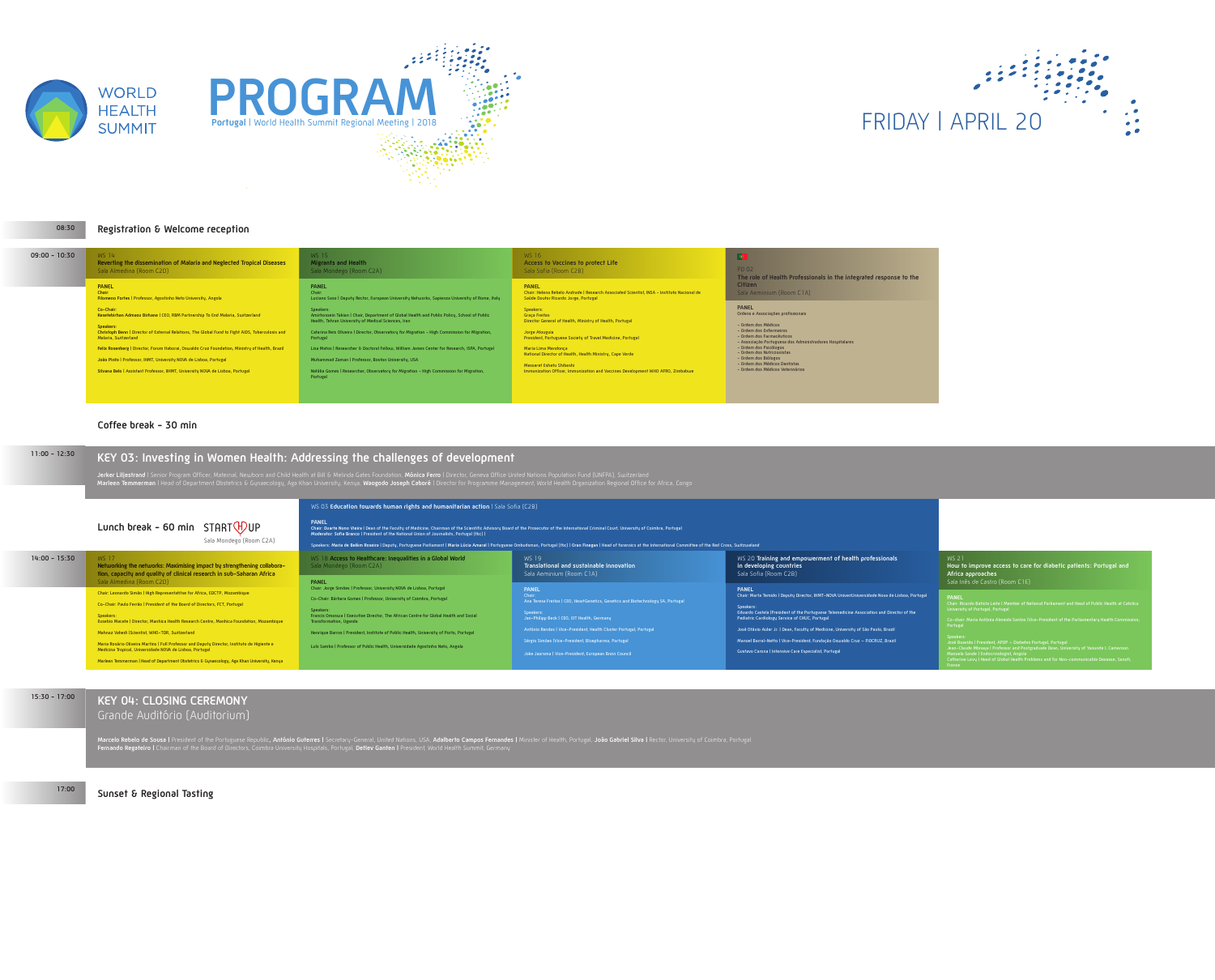WORLD HEALTH SUMMIT

# PROGRAM

**Portugal** | World Health Summit Regional Meeting | 2018

## FRIDAY | APRIL 20

---

**08:30** — Registration & Welcome reception

---

**09:00 - 10:30**

### WS 14 — Reverting the dissemination of Malaria and Neglected Tropical Diseases
Sala Almedina (Room C2D)

PANEL

Chair:
**Filomeno Fortes** | Professor, Agostinho Neto University, Angola

Co-Chair:
**Kesetebirhan Admasu Birhane** | CEO, RBM Partnership To End Malaria, Switzerland

Speakers:
**Christoph Benn** | Director of External Relations, The Global Fund to Fight AIDS, Tuberculosis and Malaria, Switzerland

**Felix Rosenberg** | Director, Forum Itaboraí, Oswaldo Cruz Foundation, Ministry of Health, Brazil

**João Pinto** | Professor, IHMT, University NOVA de Lisboa, Portugal

**Silvana Belo** | Assistant Professor, IHMT, University NOVA de Lisboa, Portugal

### WS 15 — Migrants and Health
Sala Mondego (Room C2A)

PANEL

Chair:
Luciano Saso | Deputy Rector, European University Networks, Sapienza University of Rome, Italy

Speakers:
Amirhossein Takian | Chair, Department of Global Health and Public Policy, School of Public Health, Tehran University of Medical Sciences, Iran

Catarina Reis Oliveira | Director, Observatory for Migration - High Commission for Migration, Portugal

Lisa Matos | Researcher & Doctoral Fellow, William James Center for Research, ISPA, Portugal

Muhammad Zaman | Professor, Boston University, USA

Natália Gomes | Researcher, Observatory for Migration - High Commission for Migration, Portugal

### WS 16 — Access to Vaccines to protect Life
Sala Sofia (Room C2B)

PANEL

Chair: Helena Rebelo Andrade | Research Associated Scientist, INSA - Instituto Nacional de Saúde Doutor Ricardo Jorge, Portugal

Speakers:
Graça Freitas
Director General of Health, Ministry of Health, Portugal

Jorge Atouguia
President, Portuguese Society of Travel Medicine, Portugal

Maria Lima Mendonça
National Director of Health, Health Ministry, Cape Verde

Messeret Eshetu Shibeshi
Immunization Officer, Immunization and Vaccines Development WHO AFRO, Zimbabwe

### PD 02 — The role of Health Professionals in the integrated response to the Citizen
Sala Aeminium (Room C1A)

PANEL

Ordens e Associações profissionais

- Ordem dos Médicos
- Ordem dos Enfermeiros
- Ordem dos Farmacêuticos
- Associação Portuguesa dos Administradores Hospitalares
- Ordem dos Psicólogos
- Ordem dos Nutricionistas
- Ordem dos Biólogos
- Ordem dos Médicos Dentistas
- Ordem dos Médicos Veterinários

---

Coffee break - 30 min

---

**11:00 - 12:30**

### KEY 03: Investing in Women Health: Addressing the challenges of development

**Jerker Liljestrand** | Senior Program Officer, Maternal, Newborn and Child Health at Bill & Melinda Gates Foundation, **Mônica Ferro** | Director, Geneva Office United Nations Population Fund (UNFPA), Switzerland
**Marleen Temmerman** | Head of Department Obstetrics & Gynaecology, Aga Khan University, Kenya, **Waogodo Joseph Caboré** | Director for Programme Management, World Health Organization Regional Office for Africa, Congo

---

Lunch break - 60 min — START UP — Sala Mondego (Room C2A)

### WS 03 Education towards human rights and humanitarian action | Sala Sofia (C2B)

PANEL

Chair: **Duarte Nuno Vieira** | Dean of the Faculty of Medicine, Chairman of the Scientific Advisory Board of the Prosecutor of the International Criminal Court, University of Coimbra, Portugal
Moderator: **Sofia Branco** | President of the National Union of Journalists, Portugal (tbc) |

Speakers: **Maria de Belém Roseira** | Deputy, Portuguese Parliament | **Maria Lúcia Amaral** | Portuguese Ombudsman, Portugal (tbc) | **Oran Finegan** | Head of forensics at the International Committee of the Red Cross, Switzerland

---

**14:00 - 15:30**

### WS 17 — Networking the networks: Maximising impact by strengthening collaboration, capacity and quality of clinical research in sub-Saharan Africa
Sala Almedina (Room C2D)

Chair: Leonardo Simão | High Representative for Africa, EDCTP, Mozambique

Co-Chair: Paulo Ferrão | President of the Board of Directors, FCT, Portugal

Speakers:
Eusébio Macete | Director, Manhiça Health Research Centre, Manhiça Foundation, Mozambique

Mahnaz Vahedi | Scientist, WHO-TDR, Switzerland

Maria Rosário Oliveira Martins | Full Professor and Deputy Director, Instituto de Higiene e Medicina Tropical, Universidade NOVA de Lisboa, Portugal

Marleen Temmerman | Head of Department Obstetrics & Gynaecology, Aga Khan University, Kenya

### WS 18 — Access to Healthcare: Inequalities in a Global World
Sala Mondego (Room C2A)

PANEL

Chair: Jorge Simões | Professor, University NOVA de Lisboa, Portugal

Co-Chair: Bárbara Gomes | Professor, University of Coimbra, Portugal

Speakers:
Francis Omaswa | Executive Director, The African Centre for Global Health and Social Transformation, Uganda

Henrique Barros | President, Institute of Public Health, University of Porto, Portugal

Luís Sambo | Professor of Public Health, Universidade Agostinho Neto, Angola

### WS 19 — Translational and sustainable innovation
Sala Aeminium (Room C1A)

PANEL

Chair:
Ana Teresa Freitas | CEO, HeartGenetics, Genetics and Biotechnology SA, Portugal

Speakers:
Jan-Philipp Beck | CEO, EIT Health, Germany

António Bensabat | Vice-President, Health Cluster Portugal, Portugal

Sérgio Simões (Vice-President, Bluepharma, Portugal

Joke Jaarsma | Vice-President, European Brain Council

### WS 20 — Training and empowerment of health professionals in developing countries
Sala Sofia (Room C2B)

PANEL

Chair: Marta Temido | Deputy Director, IHMT-NOVA UniversUniversidade Nova de Lisboa, Portugal

Speakers:
Eduardo Castela (President of the Portuguese Telemedicine Association and Director of the Pediatric Cardiology Service of CHUC, Portugal

José Otávio Auler Jr. | Dean, Faculty of Medicine, University of São Paulo, Brazil

Manoel Barral-Netto | Vice-President, Fundação Oswaldo Cruz - FIOCRUZ, Brazil

Gustavo Carona | Intensive Care Specialist, Portugal

### WS 21 — How to improve access to care for diabetic patients: Portugal and Africa approaches
Sala Inês de Castro (Room C1E)

PANEL

Chair: Ricardo Baptista Leite | Member of National Parliament and Head of Public Health at Catolica University of Portugal, Portugal

Co-chair: Maria Antónia Almeida Santos (Vice-President of the Parliamentary Health Commission, Portugal

Speakers:
José Boavida | President, APDP - Diabetes Portugal, Portugal
Jean-Claude Mbanya | Professor and Postgraduate Dean, University of Yaounde I, Cameroon
Manuela Sande | Endocrinologist, Angola
Catherine Levy | Head of Global Health Problems and for Non-communicable Disease, Sanofi, France

---

**15:30 - 17:00**

### KEY 04: CLOSING CEREMONY
Grande Auditório (Auditorium)

**Marcelo Rebelo de Sousa** | President of the Portuguese Republic, **António Guterres** | Secretary-General, United Nations, USA, **Adalberto Campos Fernandes** | Minister of Health, Portugal, **João Gabriel Silva** | Rector, University of Coimbra, Portugal
**Fernando Regateiro** | Chairman of the Board of Directors, Coimbra University Hospitals, Portugal, **Detlev Ganten** | President, World Health Summit, Germany

---

**17:00** — Sunset & Regional Tasting